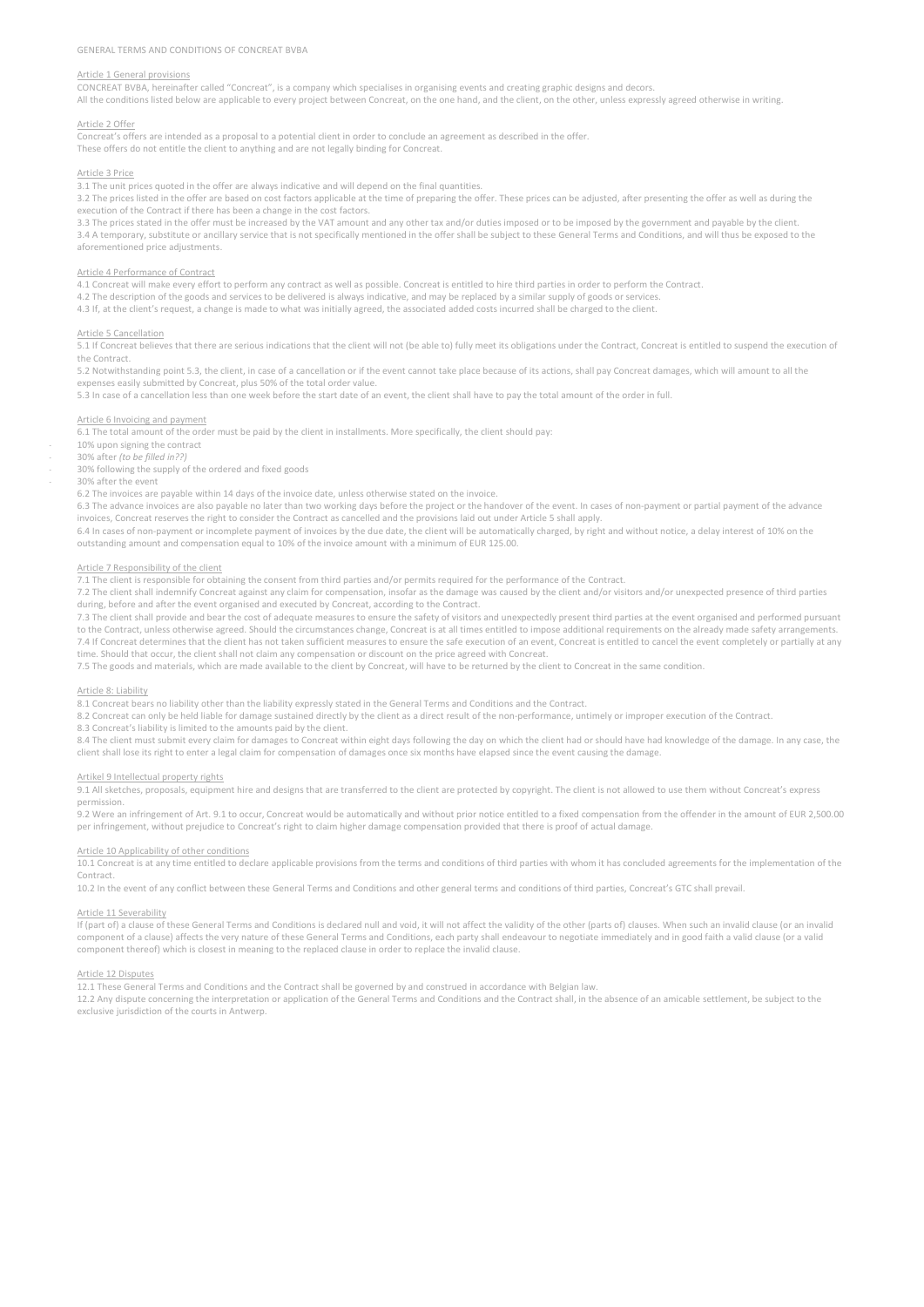# GENERAL TERMS AND CONDITIONS OF CONCREAT BVBA

## Article 1 General provisions

CONCREAT BVBA, hereinafter called "Concreat", is a company which specialises in organising events and creating graphic designs and decors.
All the conditions listed below are applicable to every project between Concreat, on the one hand, and the client, on the other, unless expressly agreed otherwise in writing.

## Article 2 Offer

Concreat's offers are intended as a proposal to a potential client in order to conclude an agreement as described in the offer.
These offers do not entitle the client to anything and are not legally binding for Concreat.

## Article 3 Price

3.1 The unit prices quoted in the offer are always indicative and will depend on the final quantities.
3.2 The prices listed in the offer are based on cost factors applicable at the time of preparing the offer. These prices can be adjusted, after presenting the offer as well as during the execution of the Contract if there has been a change in the cost factors.
3.3 The prices stated in the offer must be increased by the VAT amount and any other tax and/or duties imposed or to be imposed by the government and payable by the client.
3.4 A temporary, substitute or ancillary service that is not specifically mentioned in the offer shall be subject to these General Terms and Conditions, and will thus be exposed to the aforementioned price adjustments.

## Article 4 Performance of Contract

4.1 Concreat will make every effort to perform any contract as well as possible. Concreat is entitled to hire third parties in order to perform the Contract.
4.2 The description of the goods and services to be delivered is always indicative, and may be replaced by a similar supply of goods or services.
4.3 If, at the client's request, a change is made to what was initially agreed, the associated added costs incurred shall be charged to the client.

## Article 5 Cancellation

5.1 If Concreat believes that there are serious indications that the client will not (be able to) fully meet its obligations under the Contract, Concreat is entitled to suspend the execution of the Contract.
5.2 Notwithstanding point 5.3, the client, in case of a cancellation or if the event cannot take place because of its actions, shall pay Concreat damages, which will amount to all the expenses easily submitted by Concreat, plus 50% of the total order value.
5.3 In case of a cancellation less than one week before the start date of an event, the client shall have to pay the total amount of the order in full.

## Article 6 Invoicing and payment

6.1 The total amount of the order must be paid by the client in installments. More specifically, the client should pay:

- 10% upon signing the contract
- 30% after *(to be filled in??)*
- 30% following the supply of the ordered and fixed goods
- 30% after the event

6.2 The invoices are payable within 14 days of the invoice date, unless otherwise stated on the invoice.
6.3 The advance invoices are also payable no later than two working days before the project or the handover of the event. In cases of non-payment or partial payment of the advance invoices, Concreat reserves the right to consider the Contract as cancelled and the provisions laid out under Article 5 shall apply.
6.4 In cases of non-payment or incomplete payment of invoices by the due date, the client will be automatically charged, by right and without notice, a delay interest of 10% on the outstanding amount and compensation equal to 10% of the invoice amount with a minimum of EUR 125.00.

## Article 7 Responsibility of the client

7.1 The client is responsible for obtaining the consent from third parties and/or permits required for the performance of the Contract.
7.2 The client shall indemnify Concreat against any claim for compensation, insofar as the damage was caused by the client and/or visitors and/or unexpected presence of third parties during, before and after the event organised and executed by Concreat, according to the Contract.
7.3 The client shall provide and bear the cost of adequate measures to ensure the safety of visitors and unexpectedly present third parties at the event organised and performed pursuant to the Contract, unless otherwise agreed. Should the circumstances change, Concreat is at all times entitled to impose additional requirements on the already made safety arrangements.
7.4 If Concreat determines that the client has not taken sufficient measures to ensure the safe execution of an event, Concreat is entitled to cancel the event completely or partially at any time. Should that occur, the client shall not claim any compensation or discount on the price agreed with Concreat.
7.5 The goods and materials, which are made available to the client by Concreat, will have to be returned by the client to Concreat in the same condition.

## Article 8: Liability

8.1 Concreat bears no liability other than the liability expressly stated in the General Terms and Conditions and the Contract.
8.2 Concreat can only be held liable for damage sustained directly by the client as a direct result of the non-performance, untimely or improper execution of the Contract.
8.3 Concreat's liability is limited to the amounts paid by the client.
8.4 The client must submit every claim for damages to Concreat within eight days following the day on which the client had or should have had knowledge of the damage. In any case, the client shall lose its right to enter a legal claim for compensation of damages once six months have elapsed since the event causing the damage.

## Artikel 9 Intellectual property rights

9.1 All sketches, proposals, equipment hire and designs that are transferred to the client are protected by copyright. The client is not allowed to use them without Concreat's express permission.
9.2 Were an infringement of Art. 9.1 to occur, Concreat would be automatically and without prior notice entitled to a fixed compensation from the offender in the amount of EUR 2,500.00 per infringement, without prejudice to Concreat's right to claim higher damage compensation provided that there is proof of actual damage.

## Article 10 Applicability of other conditions

10.1 Concreat is at any time entitled to declare applicable provisions from the terms and conditions of third parties with whom it has concluded agreements for the implementation of the Contract.
10.2 In the event of any conflict between these General Terms and Conditions and other general terms and conditions of third parties, Concreat's GTC shall prevail.

## Article 11 Severability

If (part of) a clause of these General Terms and Conditions is declared null and void, it will not affect the validity of the other (parts of) clauses. When such an invalid clause (or an invalid component of a clause) affects the very nature of these General Terms and Conditions, each party shall endeavour to negotiate immediately and in good faith a valid clause (or a valid component thereof) which is closest in meaning to the replaced clause in order to replace the invalid clause.

## Article 12 Disputes

12.1 These General Terms and Conditions and the Contract shall be governed by and construed in accordance with Belgian law.
12.2 Any dispute concerning the interpretation or application of the General Terms and Conditions and the Contract shall, in the absence of an amicable settlement, be subject to the exclusive jurisdiction of the courts in Antwerp.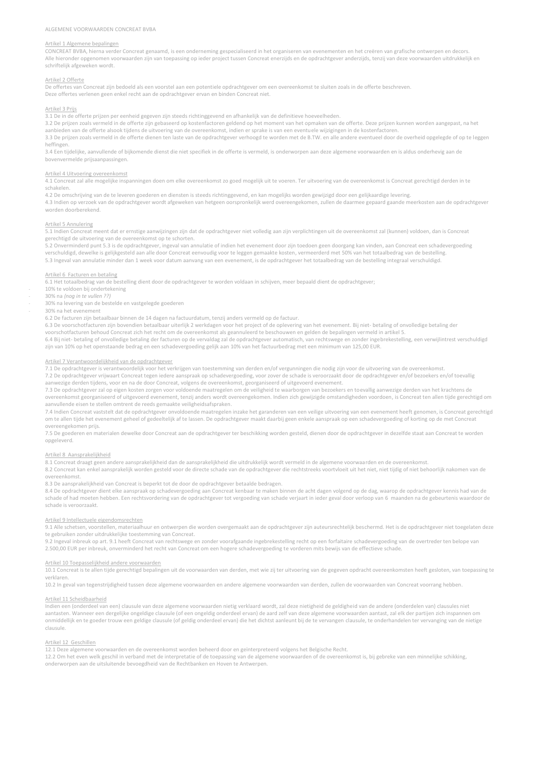ALGEMENE VOORWAARDEN CONCREAT BVBA

Artikel 1 Algemene bepalingen

CONCREAT BVBA, hierna verder Concreat genaamd, is een onderneming gespecialiseerd in het organiseren van evenementen en het creëren van grafische ontwerpen en decors.
Alle hieronder opgenomen voorwaarden zijn van toepassing op ieder project tussen Concreat enerzijds en de opdrachtgever anderzijds, tenzij van deze voorwaarden uitdrukkelijk en schriftelijk afgeweken wordt.

Artikel 2 Offerte

De offertes van Concreat zijn bedoeld als een voorstel aan een potentiele opdrachtgever om een overeenkomst te sluiten zoals in de offerte beschreven.
Deze offertes verlenen geen enkel recht aan de opdrachtgever ervan en binden Concreat niet.

Artikel 3 Prijs

3.1 De in de offerte prijzen per eenheid gegeven zijn steeds richtinggevend en afhankelijk van de definitieve hoeveelheden.
3.2 De prijzen zoals vermeld in de offerte zijn gebaseerd op kostenfactoren geldend op het moment van het opmaken van de offerte. Deze prijzen kunnen worden aangepast, na het aanbieden van de offerte alsook tijdens de uitvoering van de overeenkomst, indien er sprake is van een eventuele wijzigingen in de kostenfactoren.
3.3 De prijzen zoals vermeld in de offerte dienen ten laste van de opdrachtgever verhoogd te worden met de B.TW. en alle andere eventueel door de overheid opgelegde of op te leggen heffingen.
3.4 Een tijdelijke, aanvullende of bijkomende dienst die niet specifiek in de offerte is vermeld, is onderworpen aan deze algemene voorwaarden en is aldus onderhevig aan de bovenvermelde prijsaanpassingen.

Artikel 4 Uitvoering overeenkomst

4.1 Concreat zal alle mogelijke inspanningen doen om elke overeenkomst zo goed mogelijk uit te voeren. Ter uitvoering van de overeenkomst is Concreat gerechtigd derden in te schakelen.
4.2 De omschrijving van de te leveren goederen en diensten is steeds richtinggevend, en kan mogelijks worden gewijzigd door een gelijkaardige levering.
4.3 Indien op verzoek van de opdrachtgever wordt afgeweken van hetgeen oorspronkelijk werd overeengekomen, zullen de daarmee gepaard gaande meerkosten aan de opdrachtgever worden doorberekend.

Artikel 5 Annulering

5.1 Indien Concreat meent dat er ernstige aanwijzingen zijn dat de opdrachtgever niet volledig aan zijn verplichtingen uit de overeenkomst zal (kunnen) voldoen, dan is Concreat gerechtigd de uitvoering van de overeenkomst op te schorten.
5.2 Onverminderd punt 5.3 is de opdrachtgever, ingeval van annulatie of indien het evenement door zijn toedoen geen doorgang kan vinden, aan Concreat een schadevergoeding verschuldigd, dewelke is gelijkgesteld aan alle door Concreat eenvoudig voor te leggen gemaakte kosten, vermeerderd met 50% van het totaalbedrag van de bestelling.
5.3 Ingeval van annulatie minder dan 1 week voor datum aanvang van een evenement, is de opdrachtgever het totaalbedrag van de bestelling integraal verschuldigd.

Artikel 6 Facturen en betaling

6.1 Het totaalbedrag van de bestelling dient door de opdrachtgever te worden voldaan in schijven, meer bepaald dient de opdrachtgever;

- 10% te voldoen bij ondertekening
- 30% na *(nog in te vullen ??)*
- 30% na levering van de bestelde en vastgelegde goederen
- 30% na het evenement

6.2 De facturen zijn betaalbaar binnen de 14 dagen na factuurdatum, tenzij anders vermeld op de factuur.
6.3 De voorschotfacturen zijn bovendien betaalbaar uiterlijk 2 werkdagen voor het project of de oplevering van het evenement. Bij niet- betaling of onvolledige betaling der voorschotfacturen behoud Concreat zich het recht om de overeenkomst als geannuleerd te beschouwen en gelden de bepalingen vermeld in artikel 5.
6.4 Bij niet- betaling of onvolledige betaling der facturen op de vervaldag zal de opdrachtgever automatisch, van rechtswege en zonder ingebrekestelling, een verwijlintrest verschuldigd zijn van 10% op het openstaande bedrag en een schadevergoeding gelijk aan 10% van het factuurbedrag met een minimum van 125,00 EUR.

Artikel 7 Verantwoordelijkheid van de opdrachtgever

7.1 De opdrachtgever is verantwoordelijk voor het verkrijgen van toestemming van derden en/of vergunningen die nodig zijn voor de uitvoering van de overeenkomst.
7.2 De opdrachtgever vrijwaart Concreat tegen iedere aanspraak op schadevergoeding, voor zover de schade is veroorzaakt door de opdrachtgever en/of bezoekers en/of toevallig aanwezige derden tijdens, voor en na de door Concreat, volgens de overeenkomst, georganiseerd of uitgevoerd evenement.
7.3 De opdrachtgever zal op eigen kosten zorgen voor voldoende maatregelen om de veiligheid te waarborgen van bezoekers en toevallig aanwezige derden van het krachtens de overeenkomst georganiseerd of uitgevoerd evenement, tenzij anders wordt overeengekomen. Indien zich gewijzigde omstandigheden voordoen, is Concreat ten allen tijde gerechtigd om aanvullende eisen te stellen omtrent de reeds gemaakte veiligheidsafspraken.
7.4 Indien Concreat vaststelt dat de opdrachtgever onvoldoende maatregelen inzake het garanderen van een veilige uitvoering van een evenement heeft genomen, is Concreat gerechtigd om te allen tijde het evenement geheel of gedeeltelijk af te lassen. De opdrachtgever maakt daarbij geen enkele aanspraak op een schadevergoeding of korting op de met Concreat overeengekomen prijs.
7.5 De goederen en materialen dewelke door Concreat aan de opdrachtgever ter beschikking worden gesteld, dienen door de opdrachtgever in dezelfde staat aan Concreat te worden opgeleverd.

Artikel 8 Aansprakelijkheid

8.1 Concreat draagt geen andere aansprakelijkheid dan de aansprakelijkheid die uitdrukkelijk wordt vermeld in de algemene voorwaarden en de overeenkomst.
8.2 Concreat kan enkel aansprakelijk worden gesteld voor de directe schade van de opdrachtgever die rechtstreeks voortvloeit uit het niet, niet tijdig of niet behoorlijk nakomen van de overeenkomst.
8.3 De aansprakelijkheid van Concreat is beperkt tot de door de opdrachtgever betaalde bedragen.
8.4 De opdrachtgever dient elke aanspraak op schadevergoeding aan Concreat kenbaar te maken binnen de acht dagen volgend op de dag, waarop de opdrachtgever kennis had van de schade of had moeten hebben. Een rechtsvordering van de opdrachtgever tot vergoeding van schade verjaart in ieder geval door verloop van 6 maanden na de gebeurtenis waardoor de schade is veroorzaakt.

Artikel 9 Intellectuele eigendomsrechten

9.1 Alle schetsen, voorstellen, materiaalhuur en ontwerpen die worden overgemaakt aan de opdrachtgever zijn auteursrechtelijk beschermd. Het is de opdrachtgever niet toegelaten deze te gebruiken zonder uitdrukkelijke toestemming van Concreat.
9.2 Ingeval inbreuk op art. 9.1 heeft Concreat van rechtswege en zonder voorafgaande ingebrekestelling recht op een forfaitaire schadevergoeding van de overtreder ten belope van 2.500,00 EUR per inbreuk, onverminderd het recht van Concreat om een hogere schadevergoeding te vorderen mits bewijs van de effectieve schade.

Artikel 10 Toepasselijkheid andere voorwaarden

10.1 Concreat is te allen tijde gerechtigd bepalingen uit de voorwaarden van derden, met wie zij ter uitvoering van de gegeven opdracht overeenkomsten heeft gesloten, van toepassing te verklaren.
10.2 In geval van tegenstrijdigheid tussen deze algemene voorwaarden en andere algemene voorwaarden van derden, zullen de voorwaarden van Concreat voorrang hebben.

Artikel 11 Scheidbaarheid

Indien een (onderdeel van een) clausule van deze algemene voorwaarden nietig verklaard wordt, zal deze nietigheid de geldigheid van de andere (onderdelen van) clausules niet aantasten. Wanneer een dergelijke ongeldige clausule (of een ongeldig onderdeel ervan) de aard zelf van deze algemene voorwaarden aantast, zal elk der partijen zich inspannen om onmiddellijk en te goeder trouw een geldige clausule (of geldig onderdeel ervan) die het dichtst aanleunt bij de te vervangen clausule, te onderhandelen ter vervanging van de nietige clausule.

Artikel 12 Geschillen

12.1 Deze algemene voorwaarden en de overeenkomst worden beheerd door en geïnterpreteerd volgens het Belgische Recht.
12.2 Om het even welk geschil in verband met de interpretatie of de toepassing van de algemene voorwaarden of de overeenkomst is, bij gebreke van een minnelijke schikking, onderworpen aan de uitsluitende bevoegdheid van de Rechtbanken en Hoven te Antwerpen.